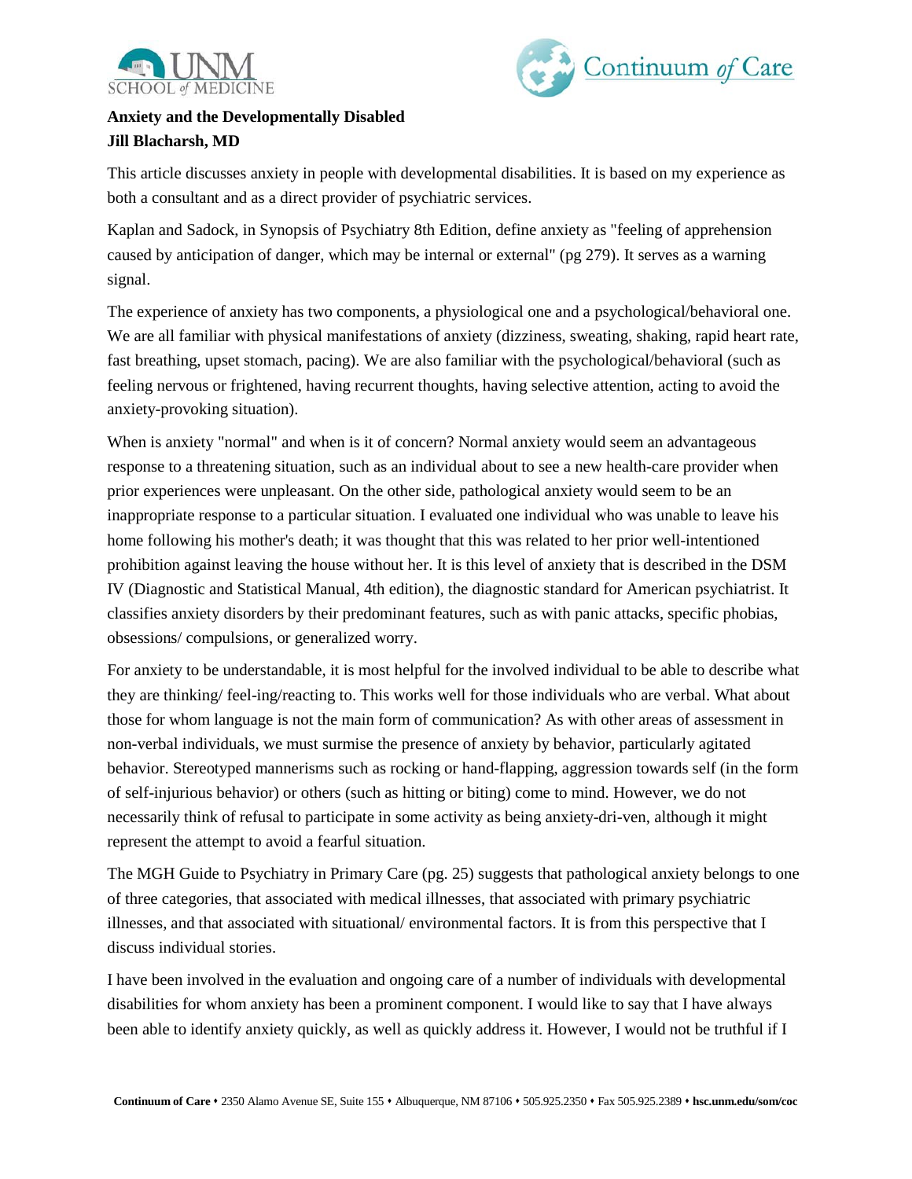**Anxiety and the Developmentally Disabled**
**Jill Blacharsh, MD**

This article discusses anxiety in people with developmental disabilities. It is based on my experience as both a consultant and as a direct provider of psychiatric services.

Kaplan and Sadock, in Synopsis of Psychiatry 8th Edition, define anxiety as "feeling of apprehension caused by anticipation of danger, which may be internal or external" (pg 279). It serves as a warning signal.

The experience of anxiety has two components, a physiological one and a psychological/behavioral one. We are all familiar with physical manifestations of anxiety (dizziness, sweating, shaking, rapid heart rate, fast breathing, upset stomach, pacing). We are also familiar with the psychological/behavioral (such as feeling nervous or frightened, having recurrent thoughts, having selective attention, acting to avoid the anxiety-provoking situation).

When is anxiety "normal" and when is it of concern? Normal anxiety would seem an advantageous response to a threatening situation, such as an individual about to see a new health-care provider when prior experiences were unpleasant. On the other side, pathological anxiety would seem to be an inappropriate response to a particular situation. I evaluated one individual who was unable to leave his home following his mother's death; it was thought that this was related to her prior well-intentioned prohibition against leaving the house without her. It is this level of anxiety that is described in the DSM IV (Diagnostic and Statistical Manual, 4th edition), the diagnostic standard for American psychiatrist. It classifies anxiety disorders by their predominant features, such as with panic attacks, specific phobias, obsessions/ compulsions, or generalized worry.

For anxiety to be understandable, it is most helpful for the involved individual to be able to describe what they are thinking/ feel-ing/reacting to. This works well for those individuals who are verbal. What about those for whom language is not the main form of communication? As with other areas of assessment in non-verbal individuals, we must surmise the presence of anxiety by behavior, particularly agitated behavior. Stereotyped mannerisms such as rocking or hand-flapping, aggression towards self (in the form of self-injurious behavior) or others (such as hitting or biting) come to mind. However, we do not necessarily think of refusal to participate in some activity as being anxiety-dri-ven, although it might represent the attempt to avoid a fearful situation.

The MGH Guide to Psychiatry in Primary Care (pg. 25) suggests that pathological anxiety belongs to one of three categories, that associated with medical illnesses, that associated with primary psychiatric illnesses, and that associated with situational/ environmental factors. It is from this perspective that I discuss individual stories.

I have been involved in the evaluation and ongoing care of a number of individuals with developmental disabilities for whom anxiety has been a prominent component. I would like to say that I have always been able to identify anxiety quickly, as well as quickly address it. However, I would not be truthful if I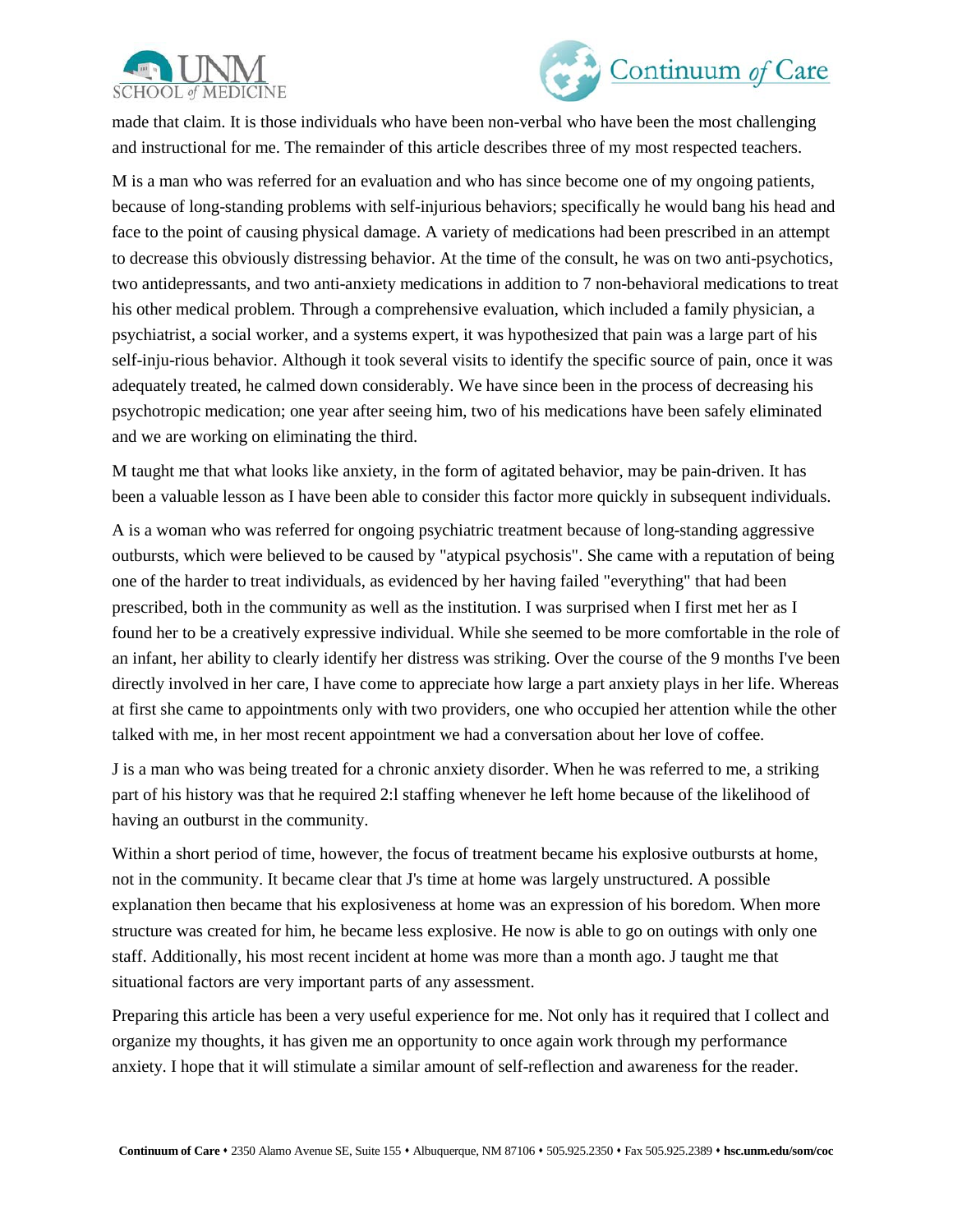made that claim. It is those individuals who have been non-verbal who have been the most challenging and instructional for me. The remainder of this article describes three of my most respected teachers.

M is a man who was referred for an evaluation and who has since become one of my ongoing patients, because of long-standing problems with self-injurious behaviors; specifically he would bang his head and face to the point of causing physical damage. A variety of medications had been prescribed in an attempt to decrease this obviously distressing behavior. At the time of the consult, he was on two anti-psychotics, two antidepressants, and two anti-anxiety medications in addition to 7 non-behavioral medications to treat his other medical problem. Through a comprehensive evaluation, which included a family physician, a psychiatrist, a social worker, and a systems expert, it was hypothesized that pain was a large part of his self-inju-rious behavior. Although it took several visits to identify the specific source of pain, once it was adequately treated, he calmed down considerably. We have since been in the process of decreasing his psychotropic medication; one year after seeing him, two of his medications have been safely eliminated and we are working on eliminating the third.

M taught me that what looks like anxiety, in the form of agitated behavior, may be pain-driven. It has been a valuable lesson as I have been able to consider this factor more quickly in subsequent individuals.

A is a woman who was referred for ongoing psychiatric treatment because of long-standing aggressive outbursts, which were believed to be caused by "atypical psychosis". She came with a reputation of being one of the harder to treat individuals, as evidenced by her having failed "everything" that had been prescribed, both in the community as well as the institution. I was surprised when I first met her as I found her to be a creatively expressive individual. While she seemed to be more comfortable in the role of an infant, her ability to clearly identify her distress was striking. Over the course of the 9 months I've been directly involved in her care, I have come to appreciate how large a part anxiety plays in her life. Whereas at first she came to appointments only with two providers, one who occupied her attention while the other talked with me, in her most recent appointment we had a conversation about her love of coffee.

J is a man who was being treated for a chronic anxiety disorder. When he was referred to me, a striking part of his history was that he required 2:l staffing whenever he left home because of the likelihood of having an outburst in the community.

Within a short period of time, however, the focus of treatment became his explosive outbursts at home, not in the community. It became clear that J's time at home was largely unstructured. A possible explanation then became that his explosiveness at home was an expression of his boredom. When more structure was created for him, he became less explosive. He now is able to go on outings with only one staff. Additionally, his most recent incident at home was more than a month ago. J taught me that situational factors are very important parts of any assessment.

Preparing this article has been a very useful experience for me. Not only has it required that I collect and organize my thoughts, it has given me an opportunity to once again work through my performance anxiety. I hope that it will stimulate a similar amount of self-reflection and awareness for the reader.